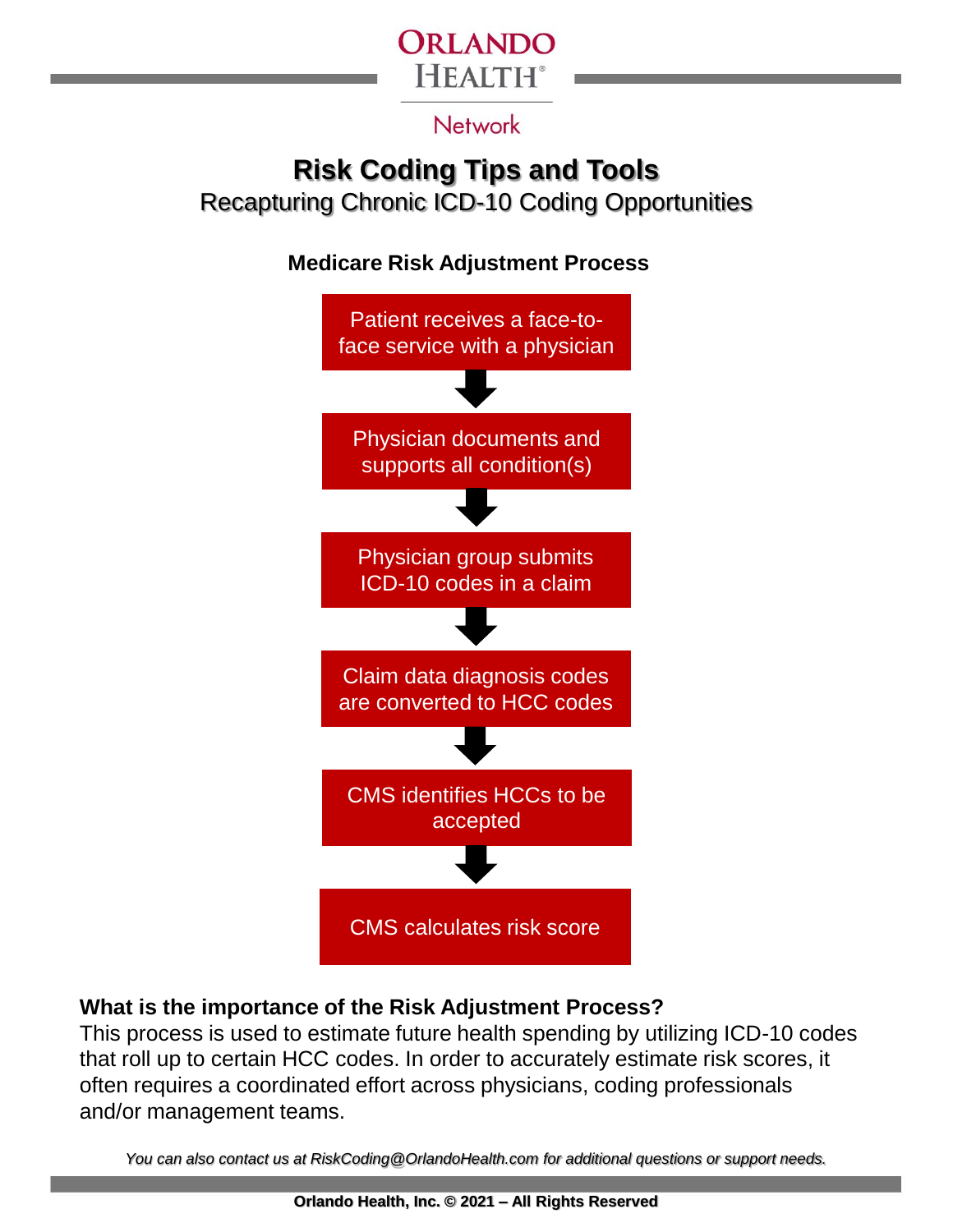ORLANDO HEALTH®

Network

# Risk Coding Tips and Tools

## Recapturing Chronic ICD-10 Coding Opportunities

### Medicare Risk Adjustment Process

Patient receives a face-to-face service with a physician

↓

Physician documents and supports all condition(s)

↓

Physician group submits ICD-10 codes in a claim

↓

Claim data diagnosis codes are converted to HCC codes

↓

CMS identifies HCCs to be accepted

↓

CMS calculates risk score

**What is the importance of the Risk Adjustment Process?**

This process is used to estimate future health spending by utilizing ICD-10 codes that roll up to certain HCC codes. In order to accurately estimate risk scores, it often requires a coordinated effort across physicians, coding professionals and/or management teams.

*You can also contact us at RiskCoding@OrlandoHealth.com for additional questions or support needs.*

**Orlando Health, Inc. © 2021 – All Rights Reserved**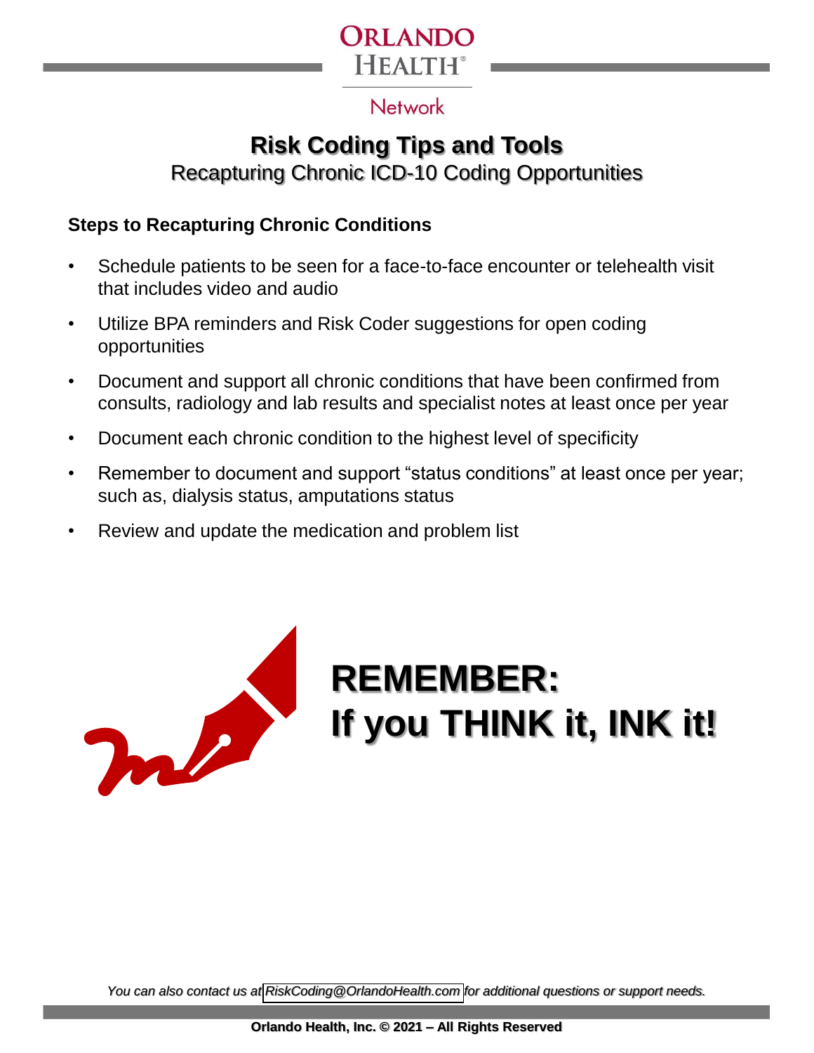# Risk Coding Tips and Tools

## Recapturing Chronic ICD-10 Coding Opportunities

### Steps to Recapturing Chronic Conditions

- Schedule patients to be seen for a face-to-face encounter or telehealth visit that includes video and audio
- Utilize BPA reminders and Risk Coder suggestions for open coding opportunities
- Document and support all chronic conditions that have been confirmed from consults, radiology and lab results and specialist notes at least once per year
- Document each chronic condition to the highest level of specificity
- Remember to document and support "status conditions" at least once per year; such as, dialysis status, amputations status
- Review and update the medication and problem list

**REMEMBER:**
**If you THINK it, INK it!**

*You can also contact us at RiskCoding@OrlandoHealth.com for additional questions or support needs.*

**Orlando Health, Inc. © 2021 – All Rights Reserved**